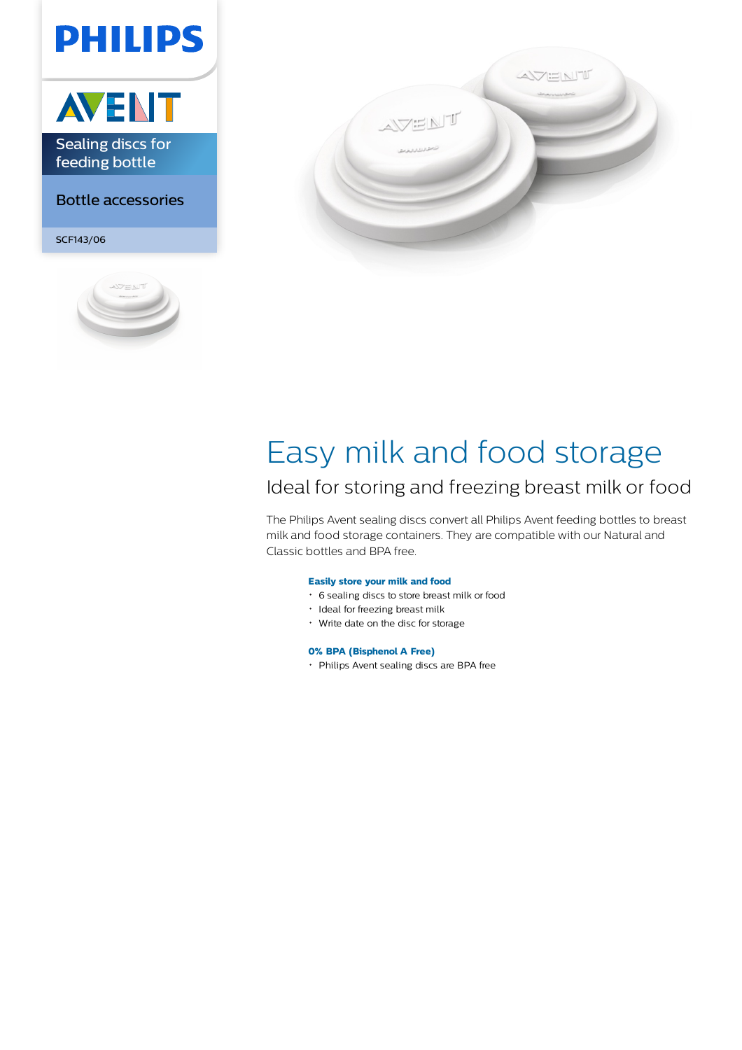PHILIPS

AVENT

Sealing discs for feeding bottle

Bottle accessories

SCF143/06

# Easy milk and food storage

## Ideal for storing and freezing breast milk or food

The Philips Avent sealing discs convert all Philips Avent feeding bottles to breast milk and food storage containers. They are compatible with our Natural and Classic bottles and BPA free.

**Easily store your milk and food**

- 6 sealing discs to store breast milk or food
- Ideal for freezing breast milk
- Write date on the disc for storage

**0% BPA (Bisphenol A Free)**

- Philips Avent sealing discs are BPA free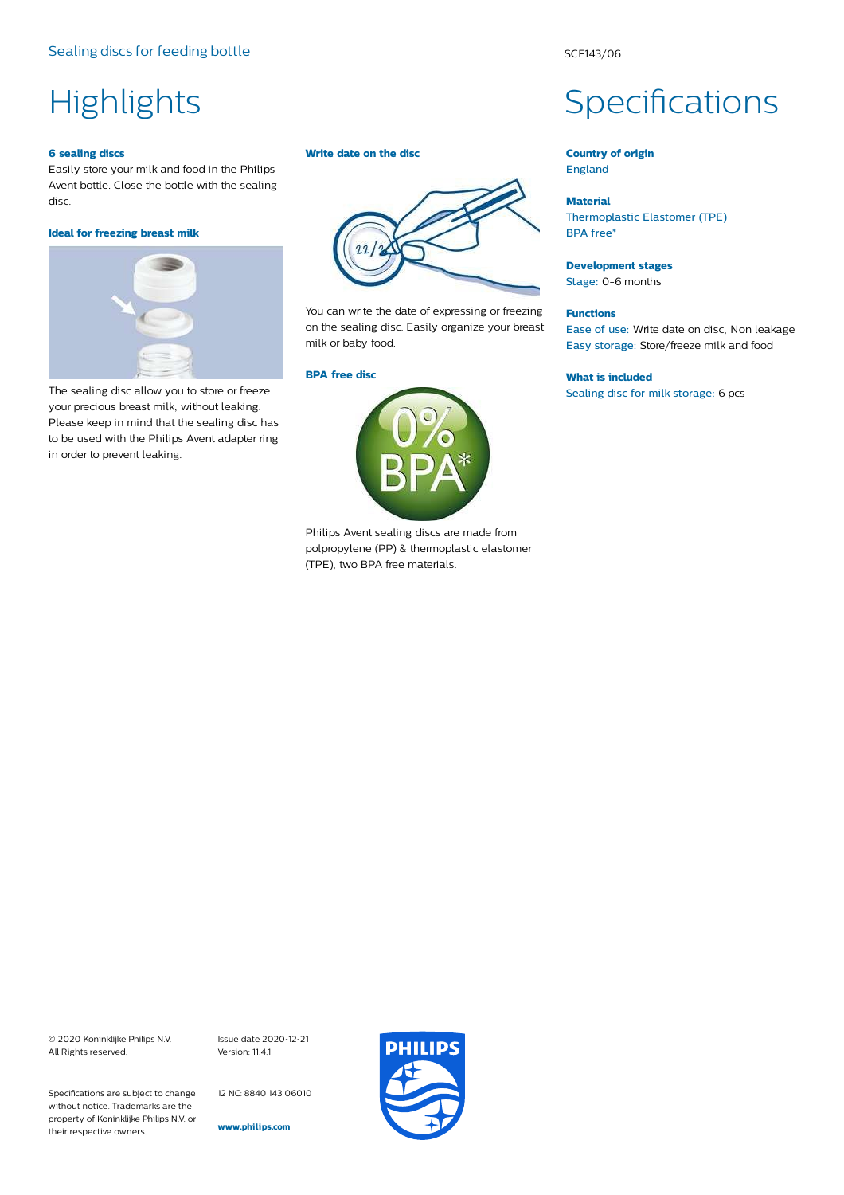Sealing discs for feeding bottle

SCF143/06

# Highlights

### 6 sealing discs

Easily store your milk and food in the Philips Avent bottle. Close the bottle with the sealing disc.

### Ideal for freezing breast milk

The sealing disc allow you to store or freeze your precious breast milk, without leaking. Please keep in mind that the sealing disc has to be used with the Philips Avent adapter ring in order to prevent leaking.

### Write date on the disc

You can write the date of expressing or freezing on the sealing disc. Easily organize your breast milk or baby food.

### BPA free disc

Philips Avent sealing discs are made from polpropylene (PP) & thermoplastic elastomer (TPE), two BPA free materials.

# Specifications

### Country of origin

England

### Material

Thermoplastic Elastomer (TPE)
BPA free*

### Development stages

Stage: 0-6 months

### Functions

Ease of use: Write date on disc, Non leakage
Easy storage: Store/freeze milk and food

### What is included

Sealing disc for milk storage: 6 pcs

© 2020 Koninklijke Philips N.V.
All Rights reserved.

Specifications are subject to change without notice. Trademarks are the property of Koninklijke Philips N.V. or their respective owners.

Issue date 2020-12-21
Version: 11.4.1

12 NC: 8840 143 06010

www.philips.com